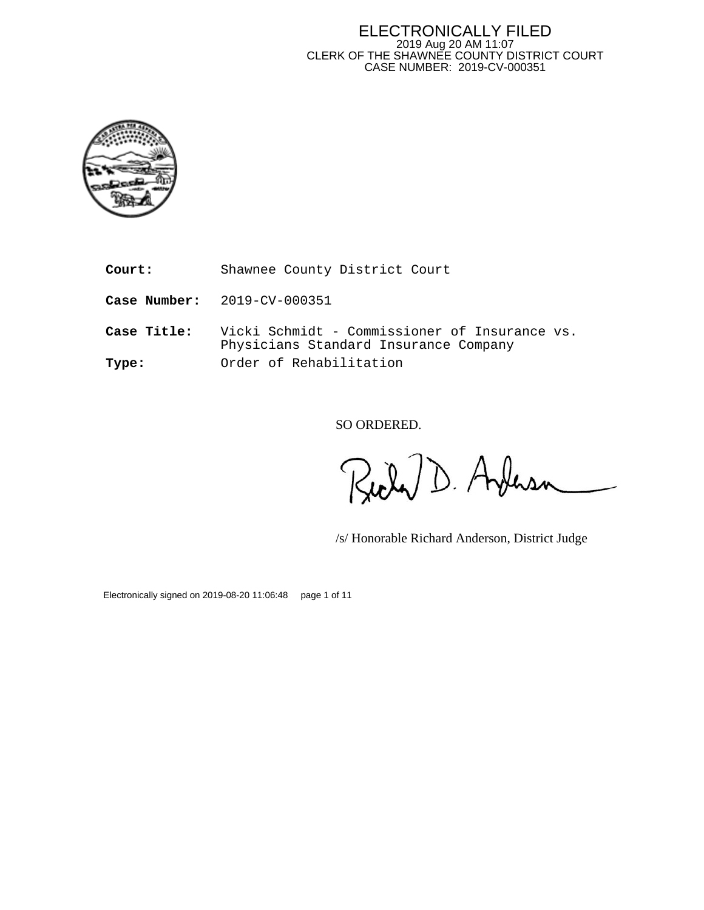ELECTRONICALLY FILED
2019 Aug 20 AM 11:07
CLERK OF THE SHAWNEE COUNTY DISTRICT COURT
CASE NUMBER: 2019-CV-000351

**Court:** Shawnee County District Court

**Case Number:** 2019-CV-000351

**Case Title:** Vicki Schmidt - Commissioner of Insurance vs. Physicians Standard Insurance Company

**Type:** Order of Rehabilitation

SO ORDERED.

/s/ Honorable Richard Anderson, District Judge

Electronically signed on 2019-08-20 11:06:48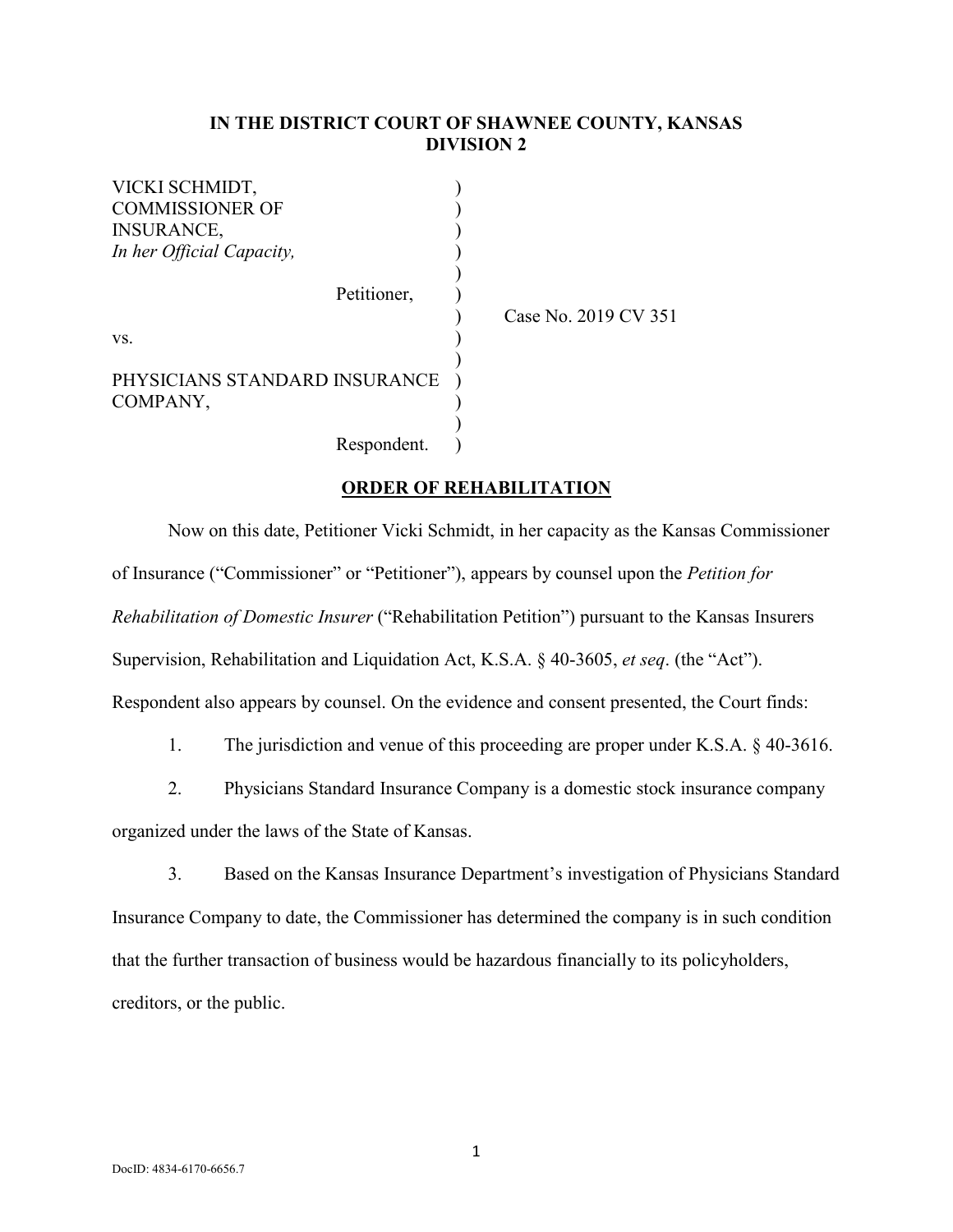**IN THE DISTRICT COURT OF SHAWNEE COUNTY, KANSAS**
**DIVISION 2**

| | | |
|---|---|---|
| VICKI SCHMIDT, COMMISSIONER OF INSURANCE, *In her Official Capacity,* | ) | |
| Petitioner, | ) | Case No. 2019 CV 351 |
| vs. | ) | |
| PHYSICIANS STANDARD INSURANCE COMPANY, | ) | |
| Respondent. | ) | |

**ORDER OF REHABILITATION**

Now on this date, Petitioner Vicki Schmidt, in her capacity as the Kansas Commissioner of Insurance ("Commissioner" or "Petitioner"), appears by counsel upon the *Petition for Rehabilitation of Domestic Insurer* ("Rehabilitation Petition") pursuant to the Kansas Insurers Supervision, Rehabilitation and Liquidation Act, K.S.A. § 40-3605, *et seq*. (the "Act"). Respondent also appears by counsel. On the evidence and consent presented, the Court finds:

1. The jurisdiction and venue of this proceeding are proper under K.S.A. § 40-3616.

2. Physicians Standard Insurance Company is a domestic stock insurance company organized under the laws of the State of Kansas.

3. Based on the Kansas Insurance Department's investigation of Physicians Standard Insurance Company to date, the Commissioner has determined the company is in such condition that the further transaction of business would be hazardous financially to its policyholders, creditors, or the public.

DocID: 4834-6170-6656.7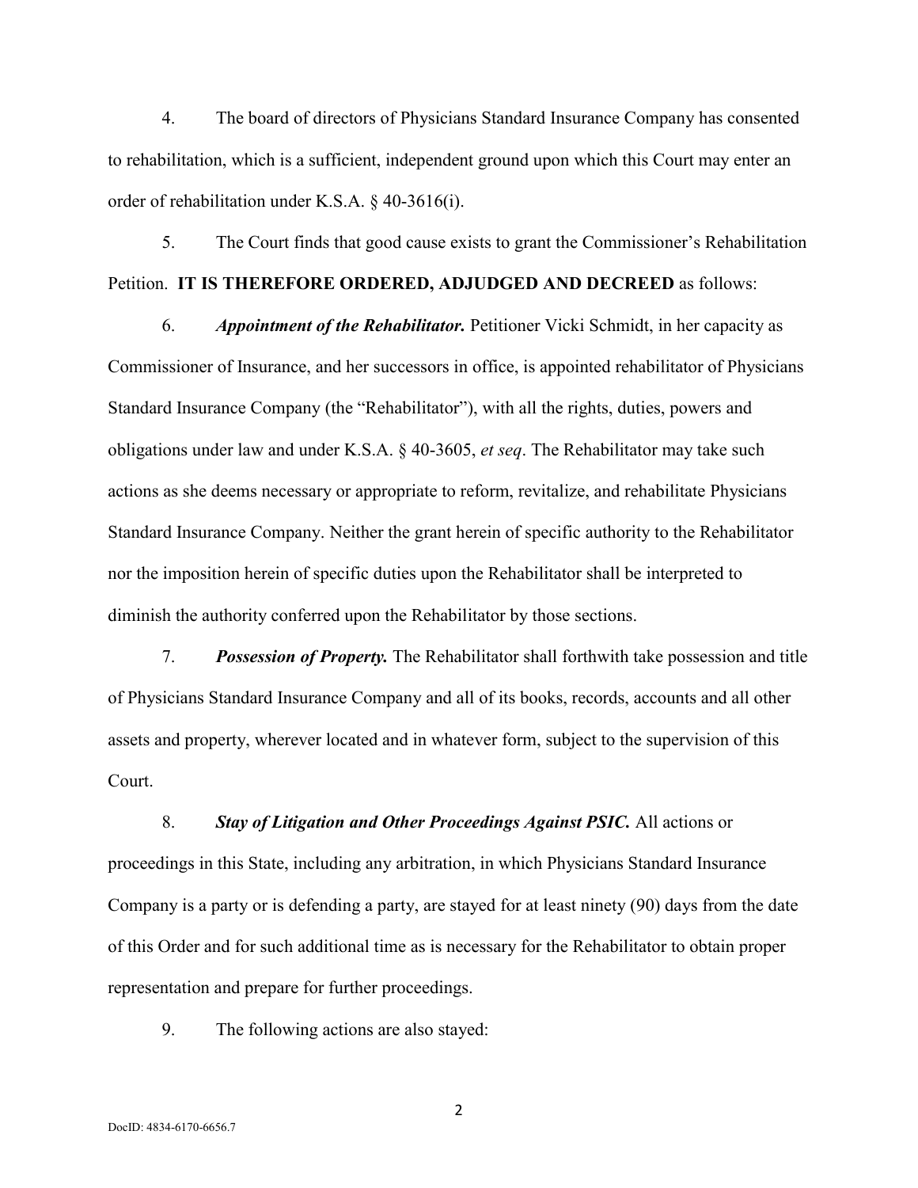4. The board of directors of Physicians Standard Insurance Company has consented to rehabilitation, which is a sufficient, independent ground upon which this Court may enter an order of rehabilitation under K.S.A. § 40-3616(i).

5. The Court finds that good cause exists to grant the Commissioner's Rehabilitation Petition. **IT IS THEREFORE ORDERED, ADJUDGED AND DECREED** as follows:

6. ***Appointment of the Rehabilitator.*** Petitioner Vicki Schmidt, in her capacity as Commissioner of Insurance, and her successors in office, is appointed rehabilitator of Physicians Standard Insurance Company (the "Rehabilitator"), with all the rights, duties, powers and obligations under law and under K.S.A. § 40-3605, *et seq*. The Rehabilitator may take such actions as she deems necessary or appropriate to reform, revitalize, and rehabilitate Physicians Standard Insurance Company. Neither the grant herein of specific authority to the Rehabilitator nor the imposition herein of specific duties upon the Rehabilitator shall be interpreted to diminish the authority conferred upon the Rehabilitator by those sections.

7. ***Possession of Property.*** The Rehabilitator shall forthwith take possession and title of Physicians Standard Insurance Company and all of its books, records, accounts and all other assets and property, wherever located and in whatever form, subject to the supervision of this Court.

8. ***Stay of Litigation and Other Proceedings Against PSIC.*** All actions or proceedings in this State, including any arbitration, in which Physicians Standard Insurance Company is a party or is defending a party, are stayed for at least ninety (90) days from the date of this Order and for such additional time as is necessary for the Rehabilitator to obtain proper representation and prepare for further proceedings.

9. The following actions are also stayed:

DocID: 4834-6170-6656.7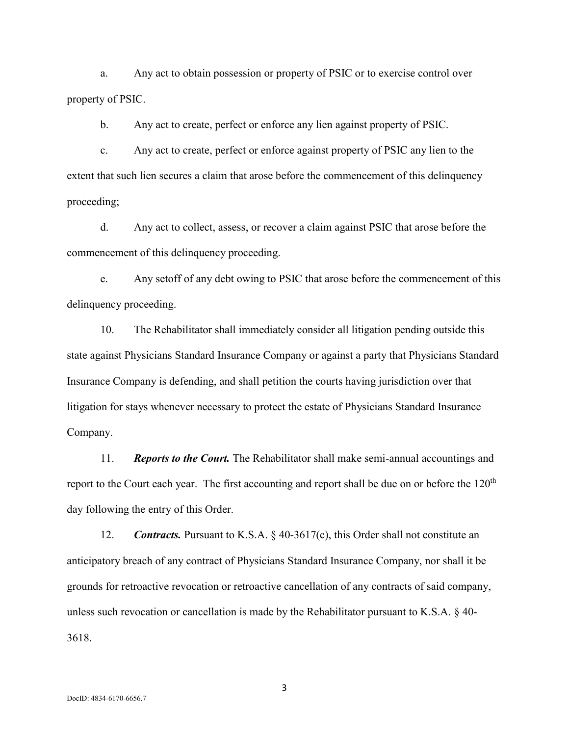a. Any act to obtain possession or property of PSIC or to exercise control over property of PSIC.

b. Any act to create, perfect or enforce any lien against property of PSIC.

c. Any act to create, perfect or enforce against property of PSIC any lien to the extent that such lien secures a claim that arose before the commencement of this delinquency proceeding;

d. Any act to collect, assess, or recover a claim against PSIC that arose before the commencement of this delinquency proceeding.

e. Any setoff of any debt owing to PSIC that arose before the commencement of this delinquency proceeding.

10. The Rehabilitator shall immediately consider all litigation pending outside this state against Physicians Standard Insurance Company or against a party that Physicians Standard Insurance Company is defending, and shall petition the courts having jurisdiction over that litigation for stays whenever necessary to protect the estate of Physicians Standard Insurance Company.

11. ***Reports to the Court.*** The Rehabilitator shall make semi-annual accountings and report to the Court each year. The first accounting and report shall be due on or before the 120th day following the entry of this Order.

12. ***Contracts.*** Pursuant to K.S.A. § 40-3617(c), this Order shall not constitute an anticipatory breach of any contract of Physicians Standard Insurance Company, nor shall it be grounds for retroactive revocation or retroactive cancellation of any contracts of said company, unless such revocation or cancellation is made by the Rehabilitator pursuant to K.S.A. § 40-3618.

DocID: 4834-6170-6656.7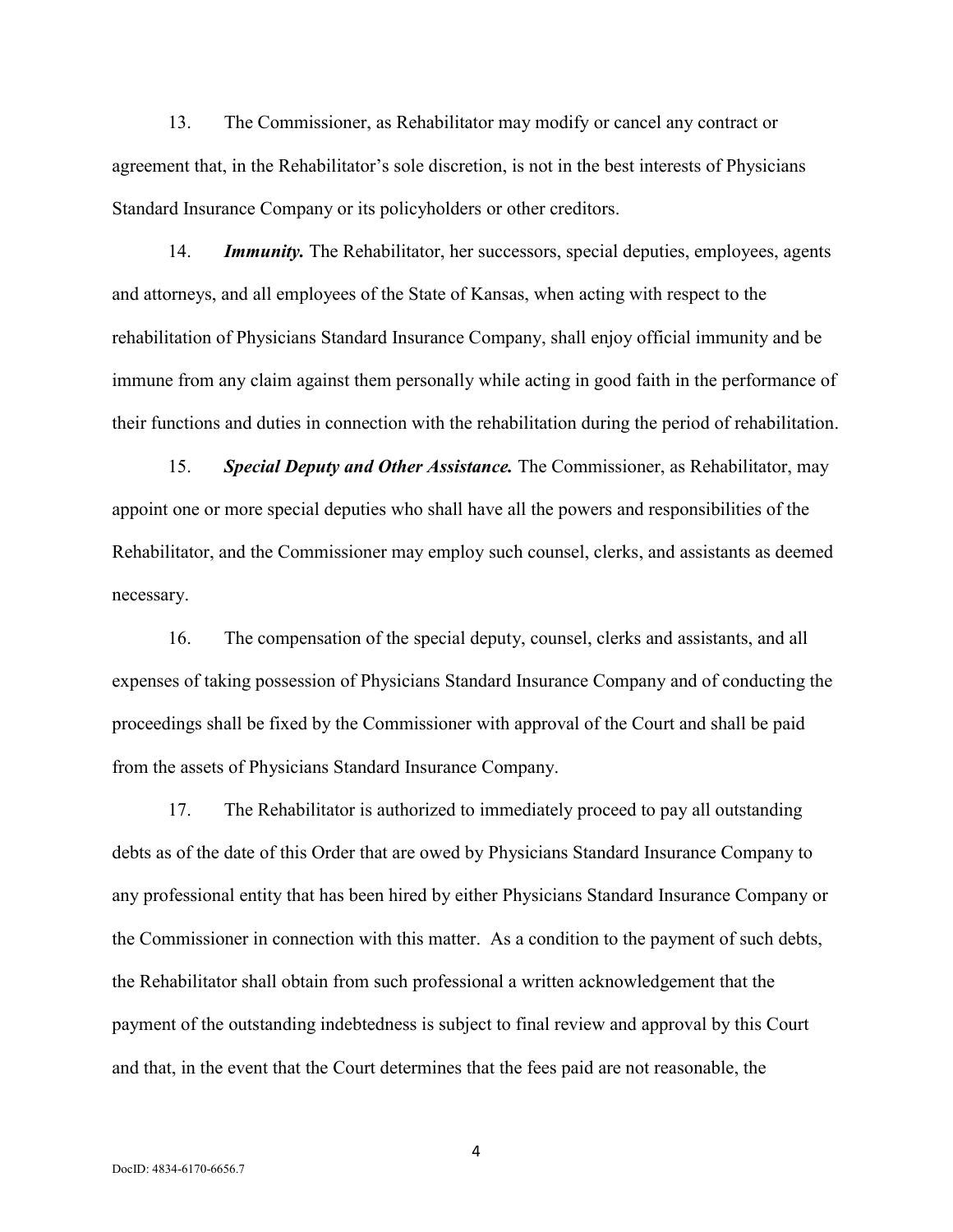13. The Commissioner, as Rehabilitator may modify or cancel any contract or agreement that, in the Rehabilitator's sole discretion, is not in the best interests of Physicians Standard Insurance Company or its policyholders or other creditors.

14. ***Immunity.*** The Rehabilitator, her successors, special deputies, employees, agents and attorneys, and all employees of the State of Kansas, when acting with respect to the rehabilitation of Physicians Standard Insurance Company, shall enjoy official immunity and be immune from any claim against them personally while acting in good faith in the performance of their functions and duties in connection with the rehabilitation during the period of rehabilitation.

15. ***Special Deputy and Other Assistance.*** The Commissioner, as Rehabilitator, may appoint one or more special deputies who shall have all the powers and responsibilities of the Rehabilitator, and the Commissioner may employ such counsel, clerks, and assistants as deemed necessary.

16. The compensation of the special deputy, counsel, clerks and assistants, and all expenses of taking possession of Physicians Standard Insurance Company and of conducting the proceedings shall be fixed by the Commissioner with approval of the Court and shall be paid from the assets of Physicians Standard Insurance Company.

17. The Rehabilitator is authorized to immediately proceed to pay all outstanding debts as of the date of this Order that are owed by Physicians Standard Insurance Company to any professional entity that has been hired by either Physicians Standard Insurance Company or the Commissioner in connection with this matter. As a condition to the payment of such debts, the Rehabilitator shall obtain from such professional a written acknowledgement that the payment of the outstanding indebtedness is subject to final review and approval by this Court and that, in the event that the Court determines that the fees paid are not reasonable, the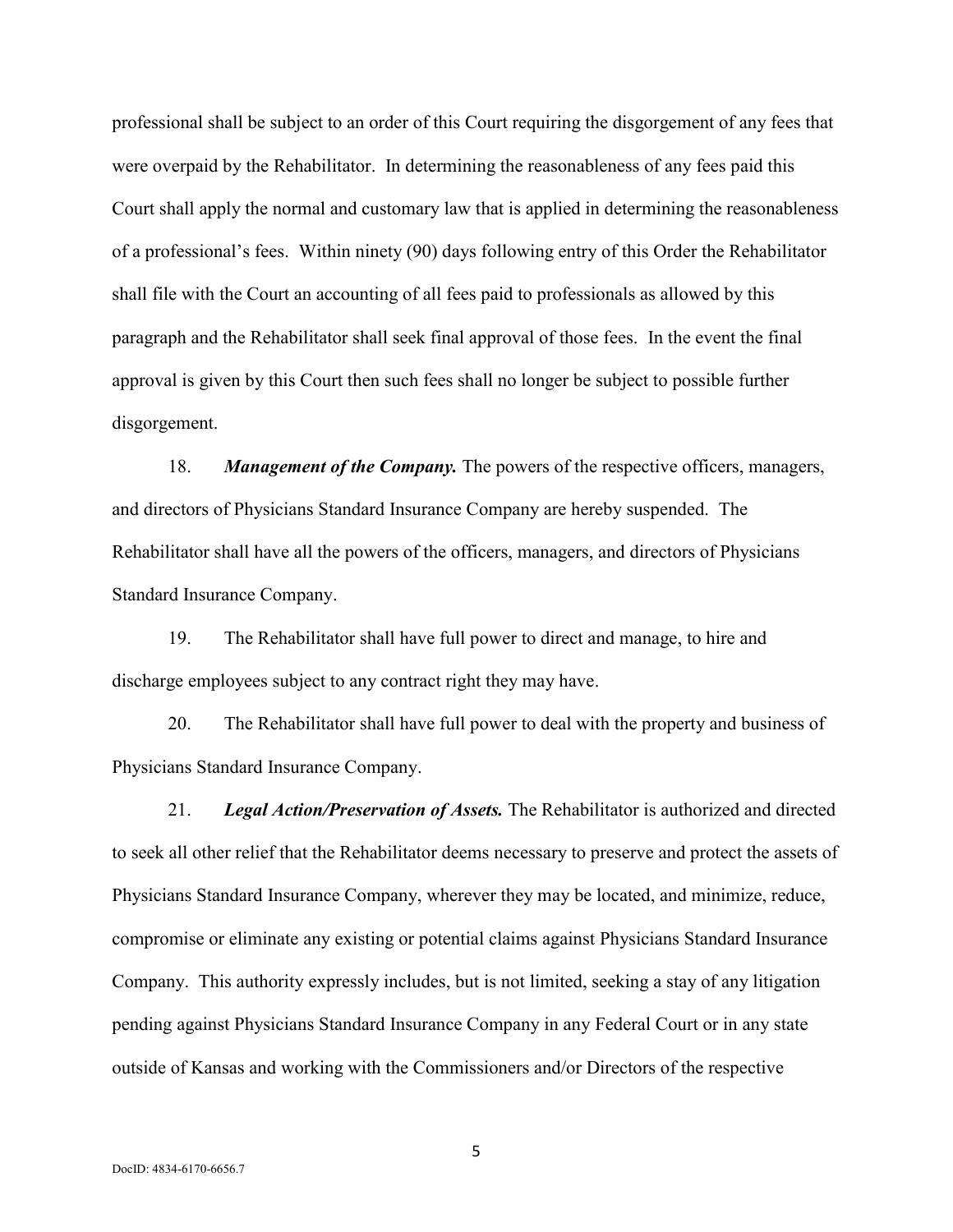professional shall be subject to an order of this Court requiring the disgorgement of any fees that were overpaid by the Rehabilitator. In determining the reasonableness of any fees paid this Court shall apply the normal and customary law that is applied in determining the reasonableness of a professional's fees. Within ninety (90) days following entry of this Order the Rehabilitator shall file with the Court an accounting of all fees paid to professionals as allowed by this paragraph and the Rehabilitator shall seek final approval of those fees. In the event the final approval is given by this Court then such fees shall no longer be subject to possible further disgorgement.

18. ***Management of the Company.*** The powers of the respective officers, managers, and directors of Physicians Standard Insurance Company are hereby suspended. The Rehabilitator shall have all the powers of the officers, managers, and directors of Physicians Standard Insurance Company.

19. The Rehabilitator shall have full power to direct and manage, to hire and discharge employees subject to any contract right they may have.

20. The Rehabilitator shall have full power to deal with the property and business of Physicians Standard Insurance Company.

21. ***Legal Action/Preservation of Assets.*** The Rehabilitator is authorized and directed to seek all other relief that the Rehabilitator deems necessary to preserve and protect the assets of Physicians Standard Insurance Company, wherever they may be located, and minimize, reduce, compromise or eliminate any existing or potential claims against Physicians Standard Insurance Company. This authority expressly includes, but is not limited, seeking a stay of any litigation pending against Physicians Standard Insurance Company in any Federal Court or in any state outside of Kansas and working with the Commissioners and/or Directors of the respective

DocID: 4834-6170-6656.7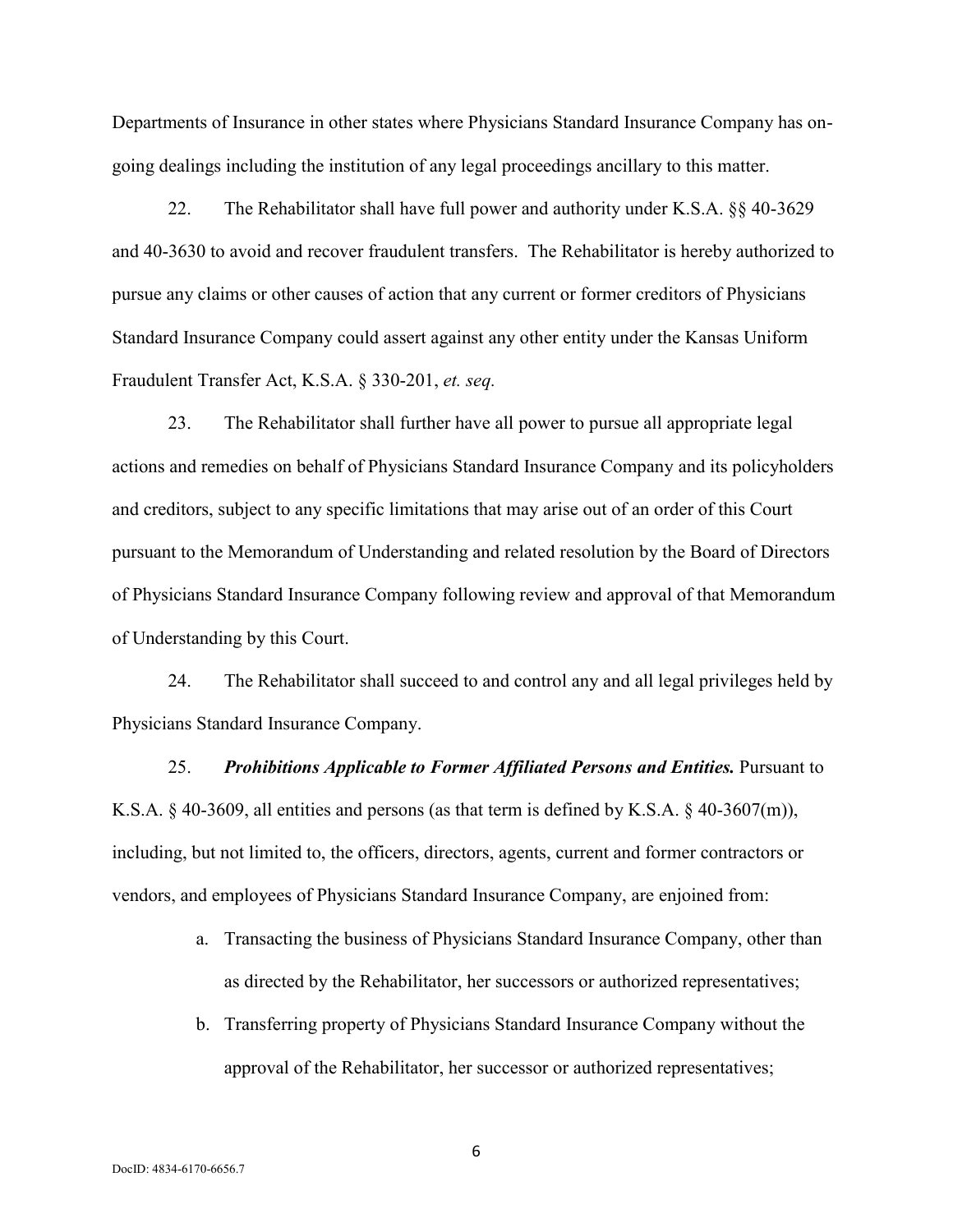Departments of Insurance in other states where Physicians Standard Insurance Company has on-going dealings including the institution of any legal proceedings ancillary to this matter.

22. The Rehabilitator shall have full power and authority under K.S.A. §§ 40-3629 and 40-3630 to avoid and recover fraudulent transfers. The Rehabilitator is hereby authorized to pursue any claims or other causes of action that any current or former creditors of Physicians Standard Insurance Company could assert against any other entity under the Kansas Uniform Fraudulent Transfer Act, K.S.A. § 330-201, *et. seq.*

23. The Rehabilitator shall further have all power to pursue all appropriate legal actions and remedies on behalf of Physicians Standard Insurance Company and its policyholders and creditors, subject to any specific limitations that may arise out of an order of this Court pursuant to the Memorandum of Understanding and related resolution by the Board of Directors of Physicians Standard Insurance Company following review and approval of that Memorandum of Understanding by this Court.

24. The Rehabilitator shall succeed to and control any and all legal privileges held by Physicians Standard Insurance Company.

25. ***Prohibitions Applicable to Former Affiliated Persons and Entities.*** Pursuant to K.S.A. § 40-3609, all entities and persons (as that term is defined by K.S.A. § 40-3607(m)), including, but not limited to, the officers, directors, agents, current and former contractors or vendors, and employees of Physicians Standard Insurance Company, are enjoined from:

a. Transacting the business of Physicians Standard Insurance Company, other than as directed by the Rehabilitator, her successors or authorized representatives;

b. Transferring property of Physicians Standard Insurance Company without the approval of the Rehabilitator, her successor or authorized representatives;

DocID: 4834-6170-6656.7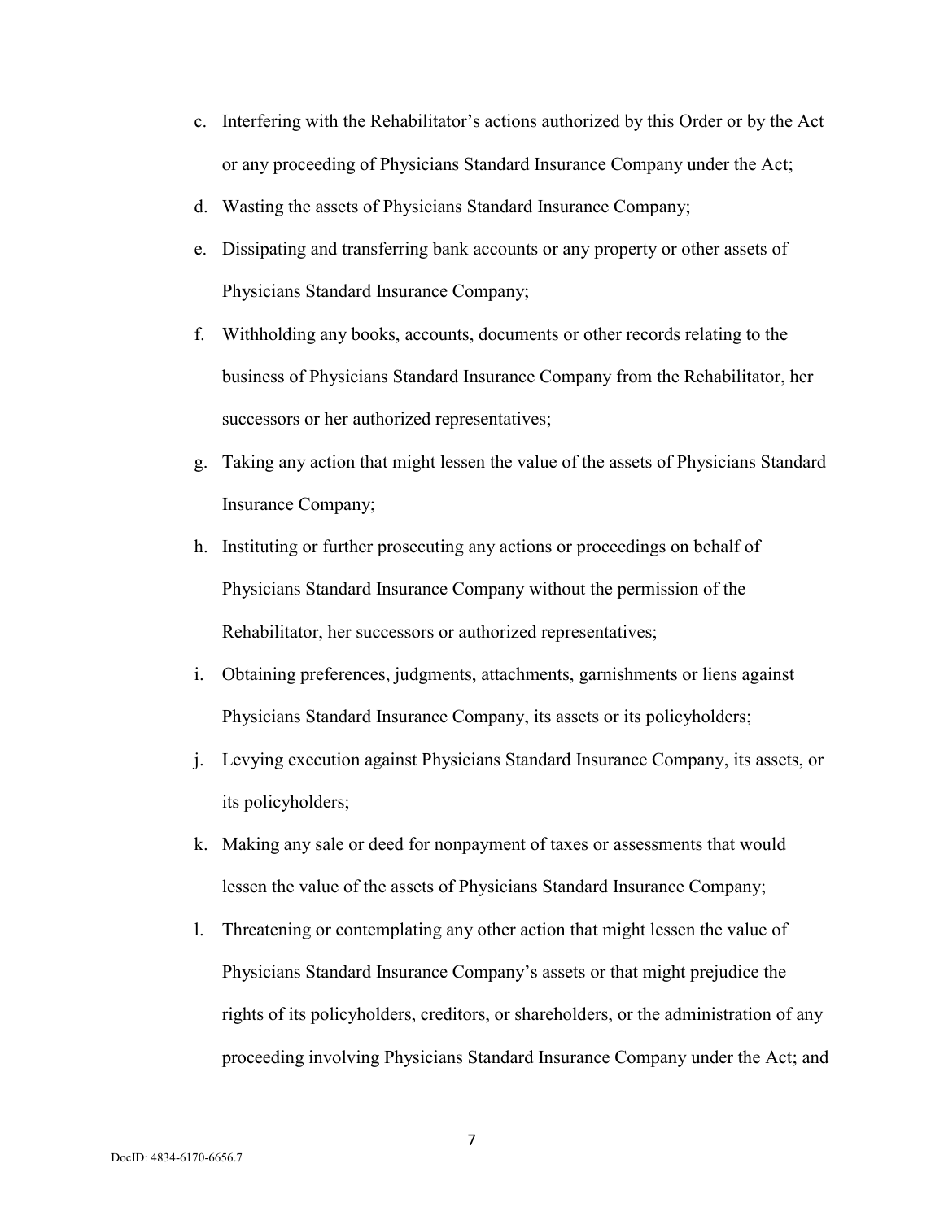c. Interfering with the Rehabilitator's actions authorized by this Order or by the Act or any proceeding of Physicians Standard Insurance Company under the Act;

d. Wasting the assets of Physicians Standard Insurance Company;

e. Dissipating and transferring bank accounts or any property or other assets of Physicians Standard Insurance Company;

f. Withholding any books, accounts, documents or other records relating to the business of Physicians Standard Insurance Company from the Rehabilitator, her successors or her authorized representatives;

g. Taking any action that might lessen the value of the assets of Physicians Standard Insurance Company;

h. Instituting or further prosecuting any actions or proceedings on behalf of Physicians Standard Insurance Company without the permission of the Rehabilitator, her successors or authorized representatives;

i. Obtaining preferences, judgments, attachments, garnishments or liens against Physicians Standard Insurance Company, its assets or its policyholders;

j. Levying execution against Physicians Standard Insurance Company, its assets, or its policyholders;

k. Making any sale or deed for nonpayment of taxes or assessments that would lessen the value of the assets of Physicians Standard Insurance Company;

l. Threatening or contemplating any other action that might lessen the value of Physicians Standard Insurance Company's assets or that might prejudice the rights of its policyholders, creditors, or shareholders, or the administration of any proceeding involving Physicians Standard Insurance Company under the Act; and

DocID: 4834-6170-6656.7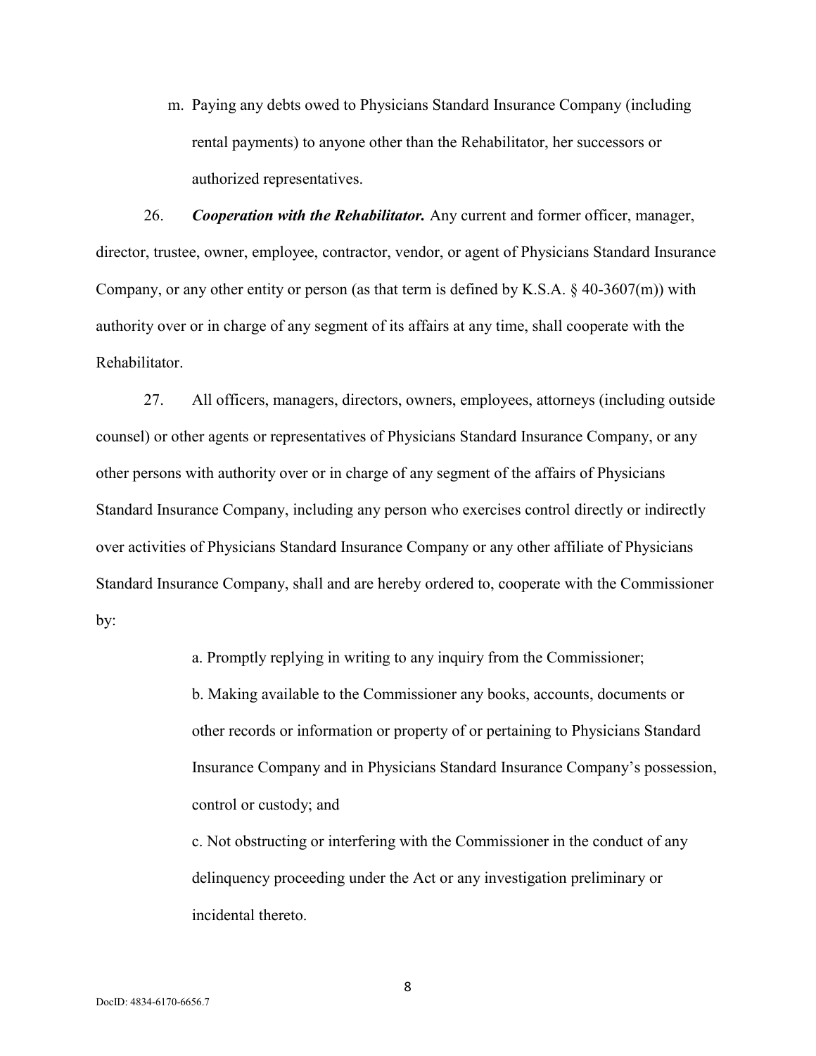m. Paying any debts owed to Physicians Standard Insurance Company (including rental payments) to anyone other than the Rehabilitator, her successors or authorized representatives.

26. ***Cooperation with the Rehabilitator.*** Any current and former officer, manager, director, trustee, owner, employee, contractor, vendor, or agent of Physicians Standard Insurance Company, or any other entity or person (as that term is defined by K.S.A. § 40-3607(m)) with authority over or in charge of any segment of its affairs at any time, shall cooperate with the Rehabilitator.

27. All officers, managers, directors, owners, employees, attorneys (including outside counsel) or other agents or representatives of Physicians Standard Insurance Company, or any other persons with authority over or in charge of any segment of the affairs of Physicians Standard Insurance Company, including any person who exercises control directly or indirectly over activities of Physicians Standard Insurance Company or any other affiliate of Physicians Standard Insurance Company, shall and are hereby ordered to, cooperate with the Commissioner by:

a. Promptly replying in writing to any inquiry from the Commissioner;

b. Making available to the Commissioner any books, accounts, documents or other records or information or property of or pertaining to Physicians Standard Insurance Company and in Physicians Standard Insurance Company's possession, control or custody; and

c. Not obstructing or interfering with the Commissioner in the conduct of any delinquency proceeding under the Act or any investigation preliminary or incidental thereto.

DocID: 4834-6170-6656.7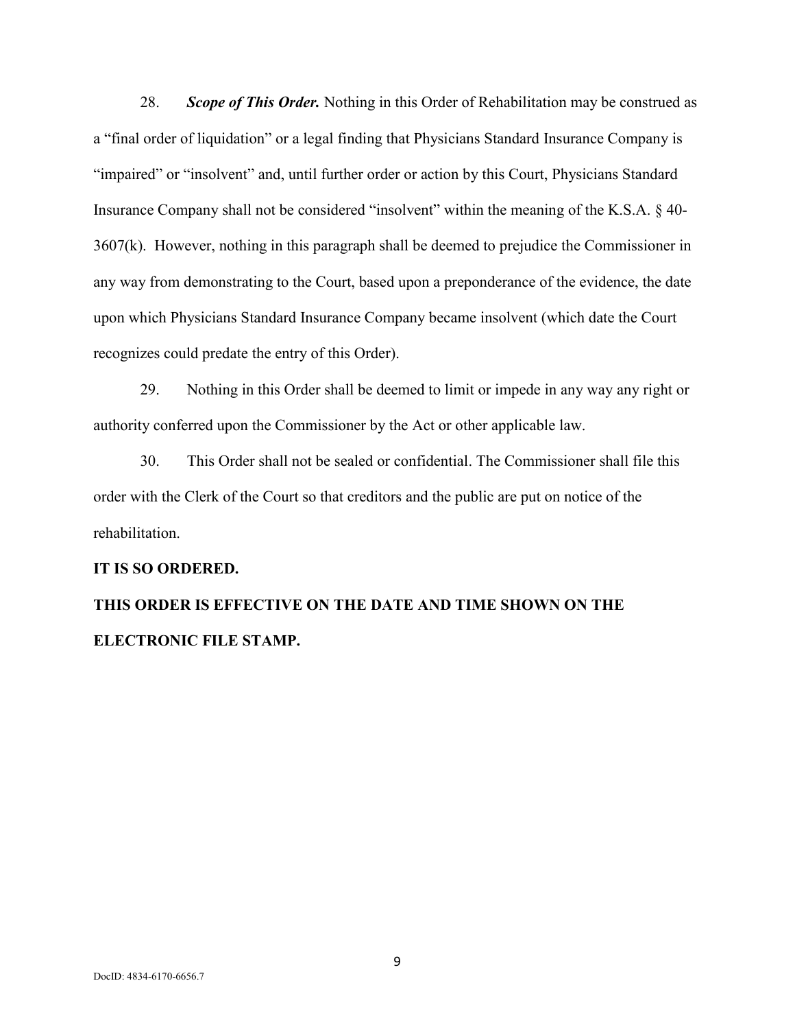28. ***Scope of This Order.*** Nothing in this Order of Rehabilitation may be construed as a "final order of liquidation" or a legal finding that Physicians Standard Insurance Company is "impaired" or "insolvent" and, until further order or action by this Court, Physicians Standard Insurance Company shall not be considered "insolvent" within the meaning of the K.S.A. § 40-3607(k). However, nothing in this paragraph shall be deemed to prejudice the Commissioner in any way from demonstrating to the Court, based upon a preponderance of the evidence, the date upon which Physicians Standard Insurance Company became insolvent (which date the Court recognizes could predate the entry of this Order).

29. Nothing in this Order shall be deemed to limit or impede in any way any right or authority conferred upon the Commissioner by the Act or other applicable law.

30. This Order shall not be sealed or confidential. The Commissioner shall file this order with the Clerk of the Court so that creditors and the public are put on notice of the rehabilitation.

**IT IS SO ORDERED.**

**THIS ORDER IS EFFECTIVE ON THE DATE AND TIME SHOWN ON THE ELECTRONIC FILE STAMP.**

DocID: 4834-6170-6656.7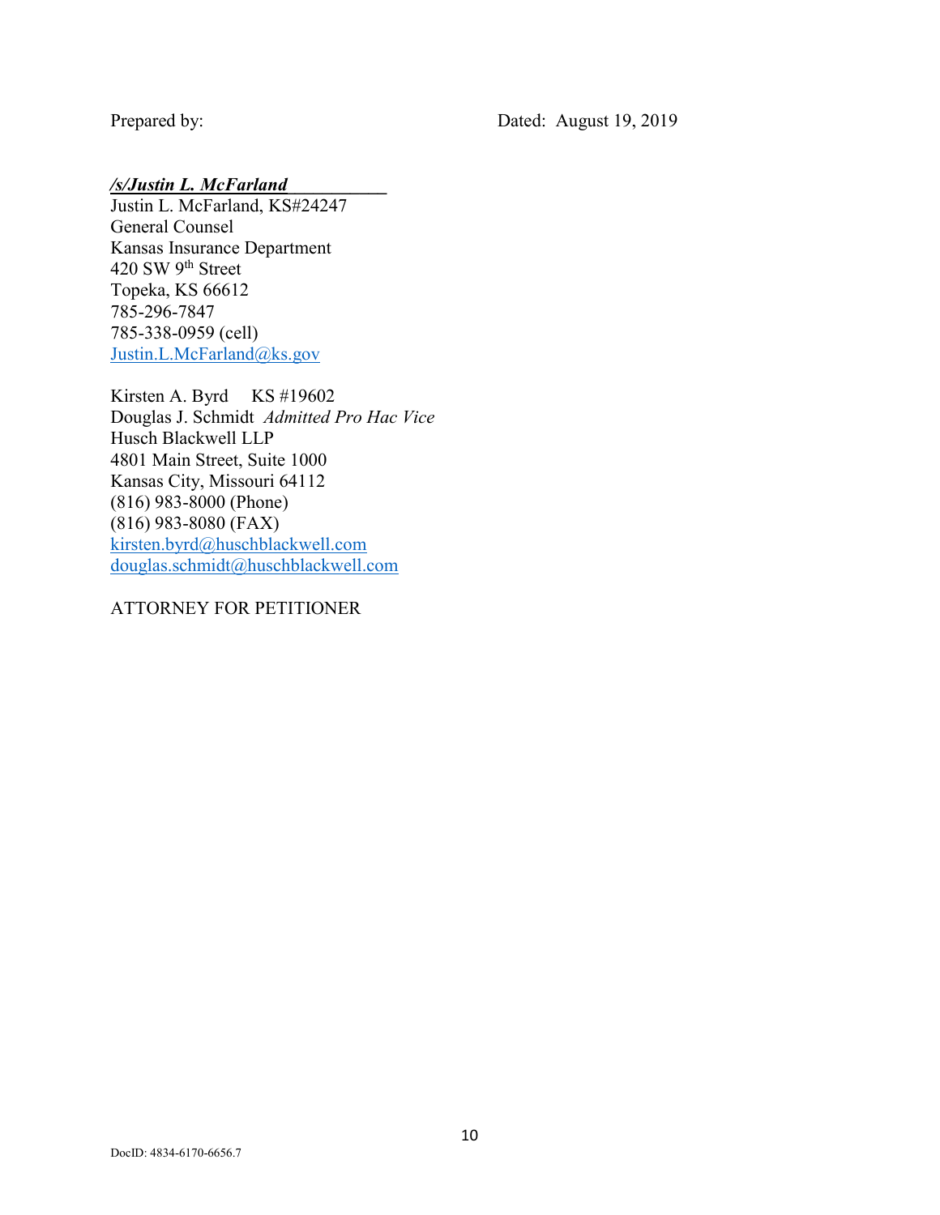Prepared by: Dated: August 19, 2019

***/s/Justin L. McFarland***

Justin L. McFarland, KS#24247
General Counsel
Kansas Insurance Department
420 SW 9th Street
Topeka, KS 66612
785-296-7847
785-338-0959 (cell)
Justin.L.McFarland@ks.gov

Kirsten A. Byrd KS #19602
Douglas J. Schmidt *Admitted Pro Hac Vice*
Husch Blackwell LLP
4801 Main Street, Suite 1000
Kansas City, Missouri 64112
(816) 983-8000 (Phone)
(816) 983-8080 (FAX)
kirsten.byrd@huschblackwell.com
douglas.schmidt@huschblackwell.com

ATTORNEY FOR PETITIONER

DocID: 4834-6170-6656.7